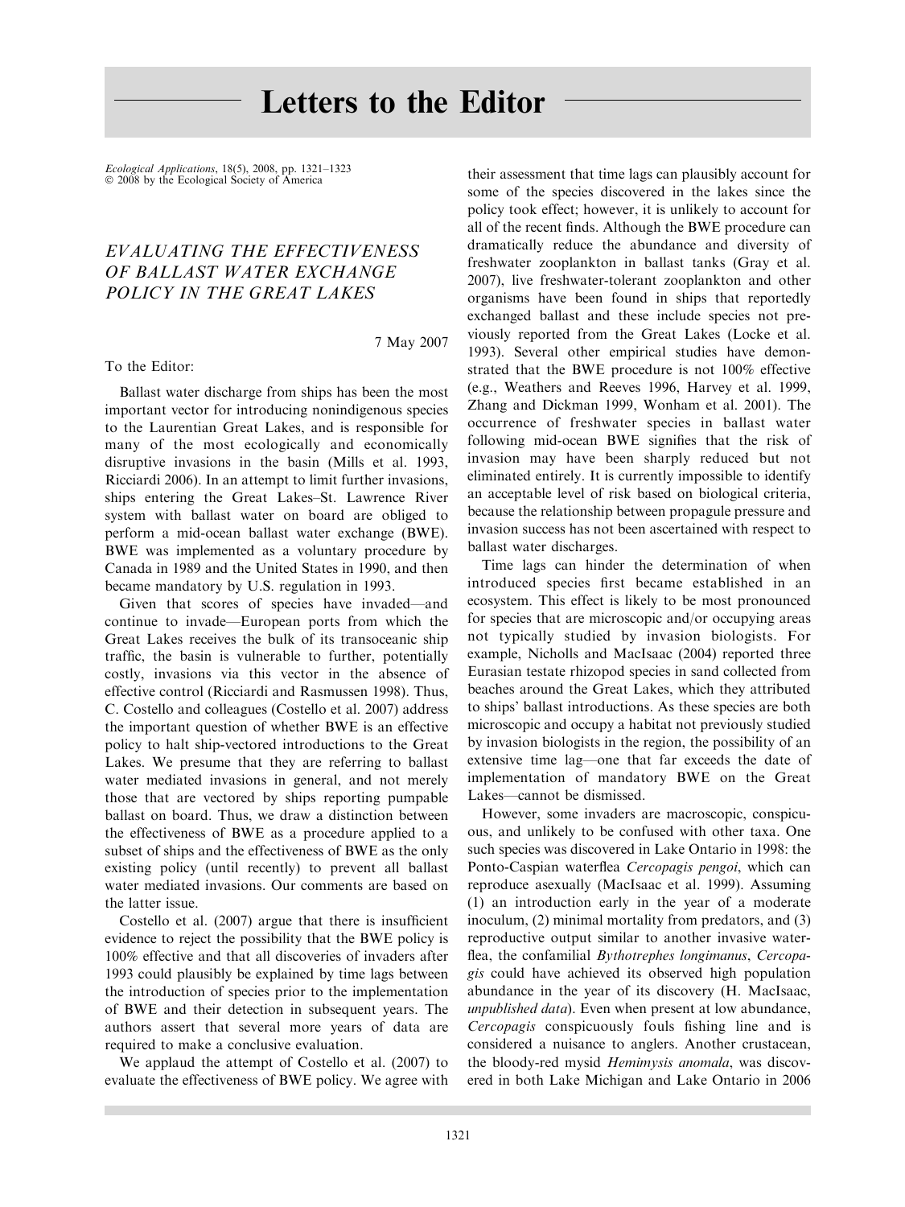# Letters to the Editor

## EVALUATING THE EFFECTIVENESS OF BALLAST WATER EXCHANGE POLICY IN THE GREAT LAKES

7 May 2007

To the Editor:

Ballast water discharge from ships has been the most important vector for introducing nonindigenous species to the Laurentian Great Lakes, and is responsible for many of the most ecologically and economically disruptive invasions in the basin (Mills et al. 1993, Ricciardi 2006). In an attempt to limit further invasions, ships entering the Great Lakes–St. Lawrence River system with ballast water on board are obliged to perform a mid-ocean ballast water exchange (BWE). BWE was implemented as a voluntary procedure by Canada in 1989 and the United States in 1990, and then became mandatory by U.S. regulation in 1993.

Given that scores of species have invaded—and continue to invade—European ports from which the Great Lakes receives the bulk of its transoceanic ship traffic, the basin is vulnerable to further, potentially costly, invasions via this vector in the absence of effective control (Ricciardi and Rasmussen 1998). Thus, C. Costello and colleagues (Costello et al. 2007) address the important question of whether BWE is an effective policy to halt ship-vectored introductions to the Great Lakes. We presume that they are referring to ballast water mediated invasions in general, and not merely those that are vectored by ships reporting pumpable ballast on board. Thus, we draw a distinction between the effectiveness of BWE as a procedure applied to a subset of ships and the effectiveness of BWE as the only existing policy (until recently) to prevent all ballast water mediated invasions. Our comments are based on the latter issue.

Costello et al. (2007) argue that there is insufficient evidence to reject the possibility that the BWE policy is 100% effective and that all discoveries of invaders after 1993 could plausibly be explained by time lags between the introduction of species prior to the implementation of BWE and their detection in subsequent years. The authors assert that several more years of data are required to make a conclusive evaluation.

We applaud the attempt of Costello et al. (2007) to evaluate the effectiveness of BWE policy. We agree with their assessment that time lags can plausibly account for some of the species discovered in the lakes since the policy took effect; however, it is unlikely to account for all of the recent finds. Although the BWE procedure can dramatically reduce the abundance and diversity of freshwater zooplankton in ballast tanks (Gray et al. 2007), live freshwater-tolerant zooplankton and other organisms have been found in ships that reportedly exchanged ballast and these include species not previously reported from the Great Lakes (Locke et al. 1993). Several other empirical studies have demonstrated that the BWE procedure is not 100% effective (e.g., Weathers and Reeves 1996, Harvey et al. 1999, Zhang and Dickman 1999, Wonham et al. 2001). The occurrence of freshwater species in ballast water following mid-ocean BWE signifies that the risk of invasion may have been sharply reduced but not eliminated entirely. It is currently impossible to identify an acceptable level of risk based on biological criteria, because the relationship between propagule pressure and invasion success has not been ascertained with respect to ballast water discharges.

Time lags can hinder the determination of when introduced species first became established in an ecosystem. This effect is likely to be most pronounced for species that are microscopic and/or occupying areas not typically studied by invasion biologists. For example, Nicholls and MacIsaac (2004) reported three Eurasian testate rhizopod species in sand collected from beaches around the Great Lakes, which they attributed to ships' ballast introductions. As these species are both microscopic and occupy a habitat not previously studied by invasion biologists in the region, the possibility of an extensive time lag—one that far exceeds the date of implementation of mandatory BWE on the Great Lakes—cannot be dismissed.

However, some invaders are macroscopic, conspicuous, and unlikely to be confused with other taxa. One such species was discovered in Lake Ontario in 1998: the Ponto-Caspian waterflea *Cercopagis pengoi*, which can reproduce asexually (MacIsaac et al. 1999). Assuming (1) an introduction early in the year of a moderate inoculum, (2) minimal mortality from predators, and (3) reproductive output similar to another invasive waterflea, the confamilial *Bythotrephes longimanus*, *Cercopagis* could have achieved its observed high population abundance in the year of its discovery (H. MacIsaac, *unpublished data*). Even when present at low abundance, *Cercopagis* conspicuously fouls fishing line and is considered a nuisance to anglers. Another crustacean, the bloody-red mysid *Hemimysis anomala*, was discovered in both Lake Michigan and Lake Ontario in 2006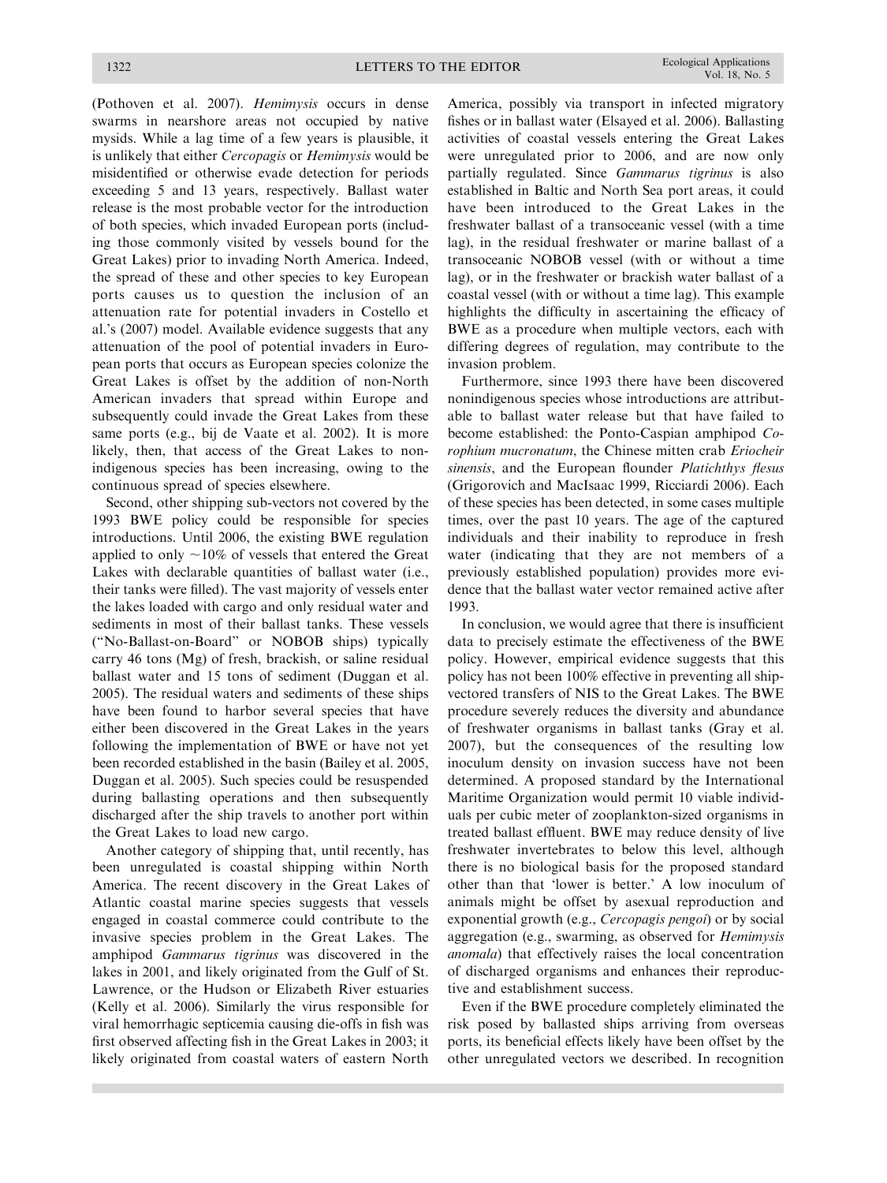(Pothoven et al. 2007). *Hemimysis* occurs in dense swarms in nearshore areas not occupied by native mysids. While a lag time of a few years is plausible, it is unlikely that either *Cercopagis* or *Hemimysis* would be misidentified or otherwise evade detection for periods exceeding 5 and 13 years, respectively. Ballast water release is the most probable vector for the introduction of both species, which invaded European ports (including those commonly visited by vessels bound for the Great Lakes) prior to invading North America. Indeed, the spread of these and other species to key European ports causes us to question the inclusion of an attenuation rate for potential invaders in Costello et al.'s (2007) model. Available evidence suggests that any attenuation of the pool of potential invaders in European ports that occurs as European species colonize the Great Lakes is offset by the addition of non-North American invaders that spread within Europe and subsequently could invade the Great Lakes from these same ports (e.g., bij de Vaate et al. 2002). It is more likely, then, that access of the Great Lakes to nonindigenous species has been increasing, owing to the continuous spread of species elsewhere.

Second, other shipping sub-vectors not covered by the 1993 BWE policy could be responsible for species introductions. Until 2006, the existing BWE regulation applied to only ~10% of vessels that entered the Great Lakes with declarable quantities of ballast water (i.e., their tanks were filled). The vast majority of vessels enter the lakes loaded with cargo and only residual water and sediments in most of their ballast tanks. These vessels ("No-Ballast-on-Board" or NOBOB ships) typically carry 46 tons (Mg) of fresh, brackish, or saline residual ballast water and 15 tons of sediment (Duggan et al. 2005). The residual waters and sediments of these ships have been found to harbor several species that have either been discovered in the Great Lakes in the years following the implementation of BWE or have not yet been recorded established in the basin (Bailey et al. 2005, Duggan et al. 2005). Such species could be resuspended during ballasting operations and then subsequently discharged after the ship travels to another port within the Great Lakes to load new cargo.

Another category of shipping that, until recently, has been unregulated is coastal shipping within North America. The recent discovery in the Great Lakes of Atlantic coastal marine species suggests that vessels engaged in coastal commerce could contribute to the invasive species problem in the Great Lakes. The amphipod *Gammarus tigrinus* was discovered in the lakes in 2001, and likely originated from the Gulf of St. Lawrence, or the Hudson or Elizabeth River estuaries (Kelly et al. 2006). Similarly the virus responsible for viral hemorrhagic septicemia causing die-offs in fish was first observed affecting fish in the Great Lakes in 2003; it likely originated from coastal waters of eastern North America, possibly via transport in infected migratory fishes or in ballast water (Elsayed et al. 2006). Ballasting activities of coastal vessels entering the Great Lakes were unregulated prior to 2006, and are now only partially regulated. Since *Gammarus tigrinus* is also established in Baltic and North Sea port areas, it could have been introduced to the Great Lakes in the freshwater ballast of a transoceanic vessel (with a time lag), in the residual freshwater or marine ballast of a transoceanic NOBOB vessel (with or without a time lag), or in the freshwater or brackish water ballast of a coastal vessel (with or without a time lag). This example highlights the difficulty in ascertaining the efficacy of BWE as a procedure when multiple vectors, each with differing degrees of regulation, may contribute to the invasion problem.

Furthermore, since 1993 there have been discovered nonindigenous species whose introductions are attributable to ballast water release but that have failed to become established: the Ponto-Caspian amphipod *Corophium mucronatum*, the Chinese mitten crab *Eriocheir sinensis*, and the European flounder *Platichthys flesus* (Grigorovich and MacIsaac 1999, Ricciardi 2006). Each of these species has been detected, in some cases multiple times, over the past 10 years. The age of the captured individuals and their inability to reproduce in fresh water (indicating that they are not members of a previously established population) provides more evidence that the ballast water vector remained active after 1993.

In conclusion, we would agree that there is insufficient data to precisely estimate the effectiveness of the BWE policy. However, empirical evidence suggests that this policy has not been 100% effective in preventing all ship-vectored transfers of NIS to the Great Lakes. The BWE procedure severely reduces the diversity and abundance of freshwater organisms in ballast tanks (Gray et al. 2007), but the consequences of the resulting low inoculum density on invasion success have not been determined. A proposed standard by the International Maritime Organization would permit 10 viable individuals per cubic meter of zooplankton-sized organisms in treated ballast effluent. BWE may reduce density of live freshwater invertebrates to below this level, although there is no biological basis for the proposed standard other than that 'lower is better.' A low inoculum of animals might be offset by asexual reproduction and exponential growth (e.g., *Cercopagis pengoi*) or by social aggregation (e.g., swarming, as observed for *Hemimysis anomala*) that effectively raises the local concentration of discharged organisms and enhances their reproductive and establishment success.

Even if the BWE procedure completely eliminated the risk posed by ballasted ships arriving from overseas ports, its beneficial effects likely have been offset by the other unregulated vectors we described. In recognition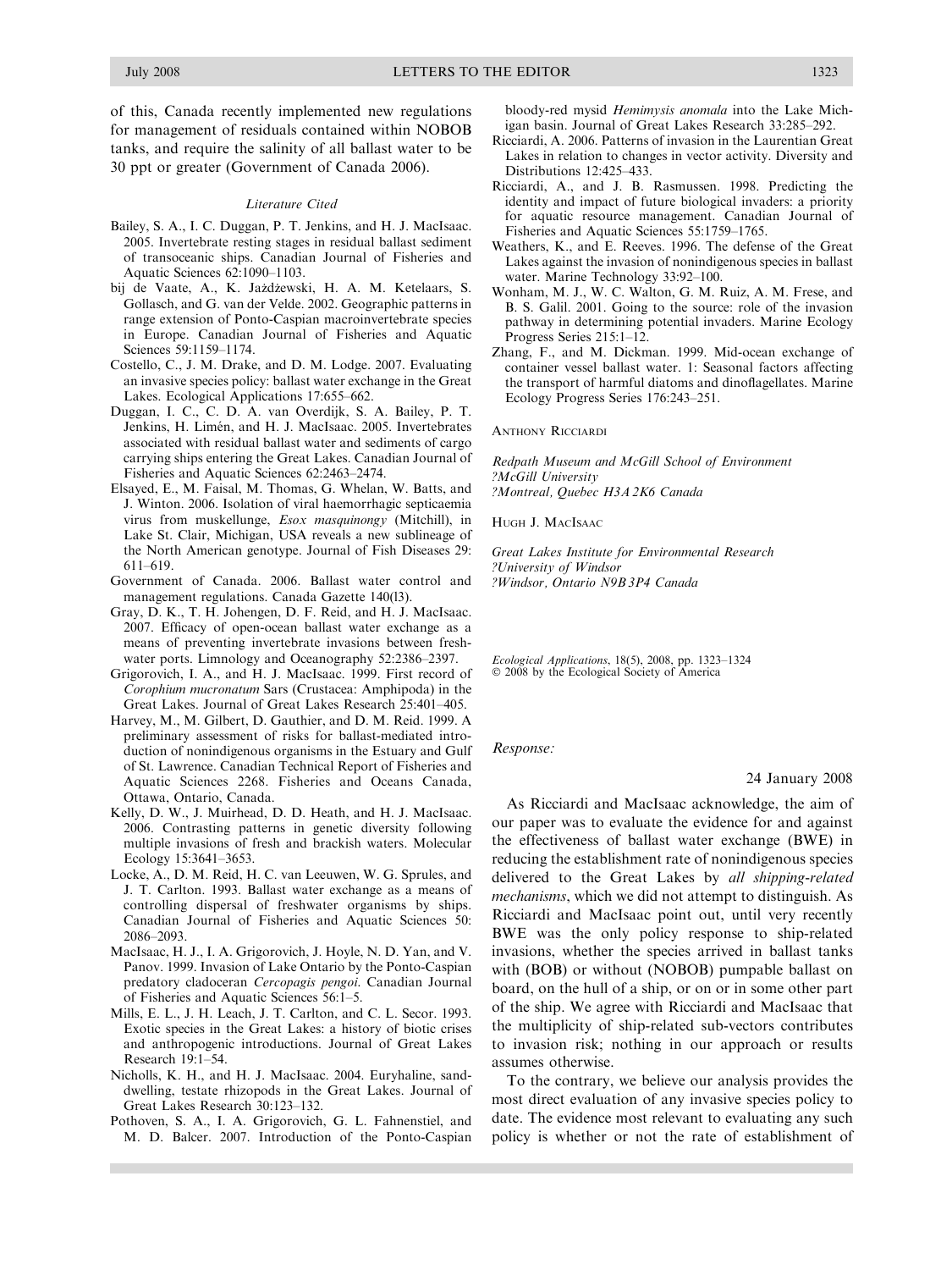of this, Canada recently implemented new regulations for management of residuals contained within NOBOB tanks, and require the salinity of all ballast water to be 30 ppt or greater (Government of Canada 2006).

*Literature Cited*

Bailey, S. A., I. C. Duggan, P. T. Jenkins, and H. J. MacIsaac. 2005. Invertebrate resting stages in residual ballast sediment of transoceanic ships. Canadian Journal of Fisheries and Aquatic Sciences 62:1090–1103.

bij de Vaate, A., K. Jażdżewski, H. A. M. Ketelaars, S. Gollasch, and G. van der Velde. 2002. Geographic patterns in range extension of Ponto-Caspian macroinvertebrate species in Europe. Canadian Journal of Fisheries and Aquatic Sciences 59:1159–1174.

Costello, C., J. M. Drake, and D. M. Lodge. 2007. Evaluating an invasive species policy: ballast water exchange in the Great Lakes. Ecological Applications 17:655–662.

Duggan, I. C., C. D. A. van Overdijk, S. A. Bailey, P. T. Jenkins, H. Limén, and H. J. MacIsaac. 2005. Invertebrates associated with residual ballast water and sediments of cargo carrying ships entering the Great Lakes. Canadian Journal of Fisheries and Aquatic Sciences 62:2463–2474.

Elsayed, E., M. Faisal, M. Thomas, G. Whelan, W. Batts, and J. Winton. 2006. Isolation of viral haemorrhagic septicaemia virus from muskellunge, *Esox masquinongy* (Mitchill), in Lake St. Clair, Michigan, USA reveals a new sublineage of the North American genotype. Journal of Fish Diseases 29: 611–619.

Government of Canada. 2006. Ballast water control and management regulations. Canada Gazette 140(l3).

Gray, D. K., T. H. Johengen, D. F. Reid, and H. J. MacIsaac. 2007. Efficacy of open-ocean ballast water exchange as a means of preventing invertebrate invasions between freshwater ports. Limnology and Oceanography 52:2386–2397.

Grigorovich, I. A., and H. J. MacIsaac. 1999. First record of *Corophium mucronatum* Sars (Crustacea: Amphipoda) in the Great Lakes. Journal of Great Lakes Research 25:401–405.

Harvey, M., M. Gilbert, D. Gauthier, and D. M. Reid. 1999. A preliminary assessment of risks for ballast-mediated introduction of nonindigenous organisms in the Estuary and Gulf of St. Lawrence. Canadian Technical Report of Fisheries and Aquatic Sciences 2268. Fisheries and Oceans Canada, Ottawa, Ontario, Canada.

Kelly, D. W., J. Muirhead, D. D. Heath, and H. J. MacIsaac. 2006. Contrasting patterns in genetic diversity following multiple invasions of fresh and brackish waters. Molecular Ecology 15:3641–3653.

Locke, A., D. M. Reid, H. C. van Leeuwen, W. G. Sprules, and J. T. Carlton. 1993. Ballast water exchange as a means of controlling dispersal of freshwater organisms by ships. Canadian Journal of Fisheries and Aquatic Sciences 50: 2086–2093.

MacIsaac, H. J., I. A. Grigorovich, J. Hoyle, N. D. Yan, and V. Panov. 1999. Invasion of Lake Ontario by the Ponto-Caspian predatory cladoceran *Cercopagis pengoi*. Canadian Journal of Fisheries and Aquatic Sciences 56:1–5.

Mills, E. L., J. H. Leach, J. T. Carlton, and C. L. Secor. 1993. Exotic species in the Great Lakes: a history of biotic crises and anthropogenic introductions. Journal of Great Lakes Research 19:1–54.

Nicholls, K. H., and H. J. MacIsaac. 2004. Euryhaline, sand-dwelling, testate rhizopods in the Great Lakes. Journal of Great Lakes Research 30:123–132.

Pothoven, S. A., I. A. Grigorovich, G. L. Fahnenstiel, and M. D. Balcer. 2007. Introduction of the Ponto-Caspian bloody-red mysid *Hemimysis anomala* into the Lake Michigan basin. Journal of Great Lakes Research 33:285–292.

Ricciardi, A. 2006. Patterns of invasion in the Laurentian Great Lakes in relation to changes in vector activity. Diversity and Distributions 12:425–433.

Ricciardi, A., and J. B. Rasmussen. 1998. Predicting the identity and impact of future biological invaders: a priority for aquatic resource management. Canadian Journal of Fisheries and Aquatic Sciences 55:1759–1765.

Weathers, K., and E. Reeves. 1996. The defense of the Great Lakes against the invasion of nonindigenous species in ballast water. Marine Technology 33:92–100.

Wonham, M. J., W. C. Walton, G. M. Ruiz, A. M. Frese, and B. S. Galil. 2001. Going to the source: role of the invasion pathway in determining potential invaders. Marine Ecology Progress Series 215:1–12.

Zhang, F., and M. Dickman. 1999. Mid-ocean exchange of container vessel ballast water. 1: Seasonal factors affecting the transport of harmful diatoms and dinoflagellates. Marine Ecology Progress Series 176:243–251.

Anthony Ricciardi

*Redpath Museum and McGill School of Environment*
*?McGill University*
*?Montreal, Quebec H3A 2K6 Canada*

Hugh J. MacIsaac

*Great Lakes Institute for Environmental Research*
*?University of Windsor*
*?Windsor, Ontario N9B 3P4 Canada*

*Ecological Applications*, 18(5), 2008, pp. 1323–1324
© 2008 by the Ecological Society of America

*Response:*

24 January 2008

As Ricciardi and MacIsaac acknowledge, the aim of our paper was to evaluate the evidence for and against the effectiveness of ballast water exchange (BWE) in reducing the establishment rate of nonindigenous species delivered to the Great Lakes by *all shipping-related mechanisms*, which we did not attempt to distinguish. As Ricciardi and MacIsaac point out, until very recently BWE was the only policy response to ship-related invasions, whether the species arrived in ballast tanks with (BOB) or without (NOBOB) pumpable ballast on board, on the hull of a ship, or on or in some other part of the ship. We agree with Ricciardi and MacIsaac that the multiplicity of ship-related sub-vectors contributes to invasion risk; nothing in our approach or results assumes otherwise.

To the contrary, we believe our analysis provides the most direct evaluation of any invasive species policy to date. The evidence most relevant to evaluating any such policy is whether or not the rate of establishment of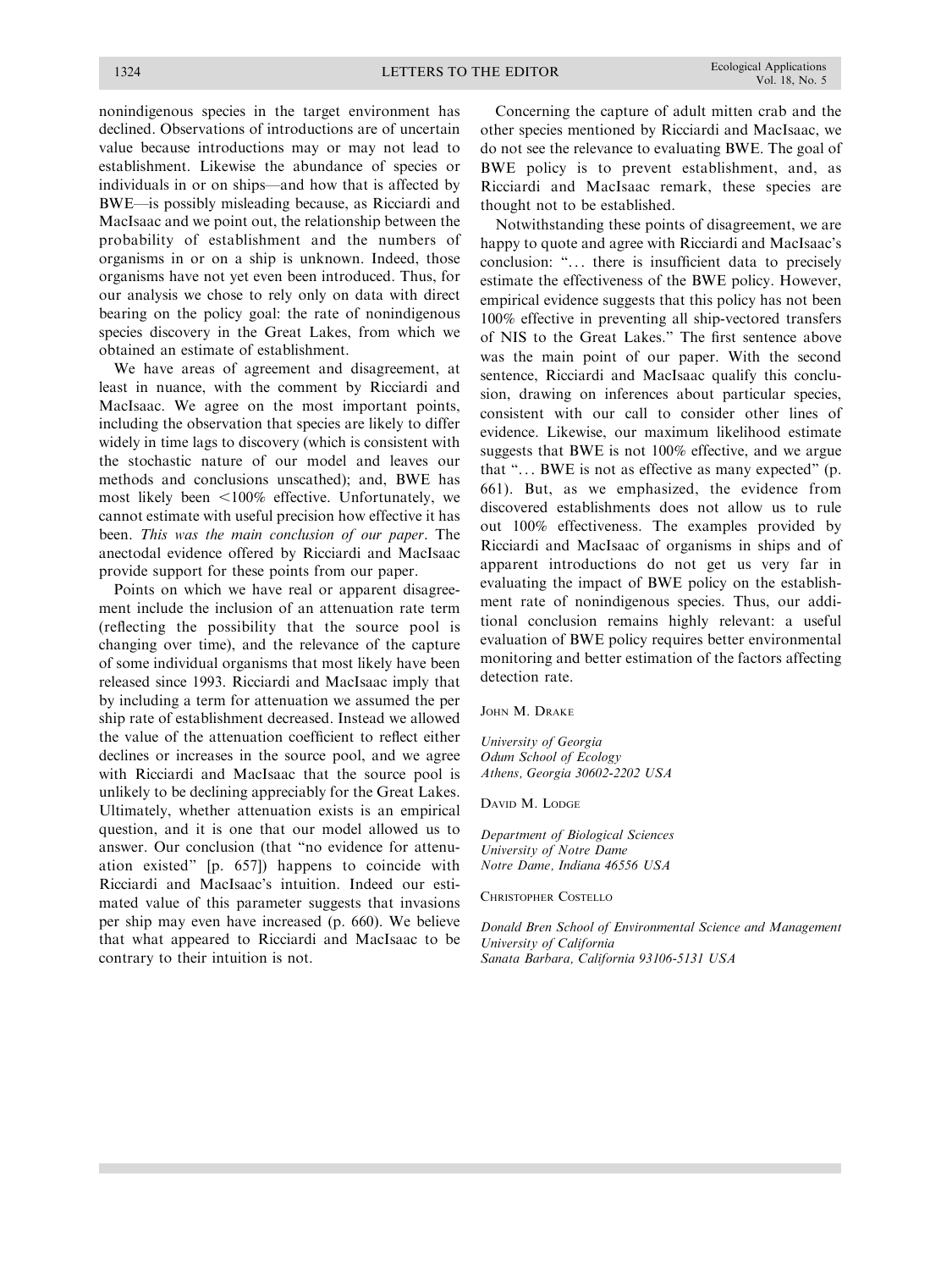nonindigenous species in the target environment has declined. Observations of introductions are of uncertain value because introductions may or may not lead to establishment. Likewise the abundance of species or individuals in or on ships—and how that is affected by BWE—is possibly misleading because, as Ricciardi and MacIsaac and we point out, the relationship between the probability of establishment and the numbers of organisms in or on a ship is unknown. Indeed, those organisms have not yet even been introduced. Thus, for our analysis we chose to rely only on data with direct bearing on the policy goal: the rate of nonindigenous species discovery in the Great Lakes, from which we obtained an estimate of establishment.

We have areas of agreement and disagreement, at least in nuance, with the comment by Ricciardi and MacIsaac. We agree on the most important points, including the observation that species are likely to differ widely in time lags to discovery (which is consistent with the stochastic nature of our model and leaves our methods and conclusions unscathed); and, BWE has most likely been <100% effective. Unfortunately, we cannot estimate with useful precision how effective it has been. *This was the main conclusion of our paper*. The anecdotal evidence offered by Ricciardi and MacIsaac provide support for these points from our paper.

Points on which we have real or apparent disagreement include the inclusion of an attenuation rate term (reflecting the possibility that the source pool is changing over time), and the relevance of the capture of some individual organisms that most likely have been released since 1993. Ricciardi and MacIsaac imply that by including a term for attenuation we assumed the per ship rate of establishment decreased. Instead we allowed the value of the attenuation coefficient to reflect either declines or increases in the source pool, and we agree with Ricciardi and MacIsaac that the source pool is unlikely to be declining appreciably for the Great Lakes. Ultimately, whether attenuation exists is an empirical question, and it is one that our model allowed us to answer. Our conclusion (that "no evidence for attenuation existed" [p. 657]) happens to coincide with Ricciardi and MacIsaac's intuition. Indeed our estimated value of this parameter suggests that invasions per ship may even have increased (p. 660). We believe that what appeared to Ricciardi and MacIsaac to be contrary to their intuition is not.

Concerning the capture of adult mitten crab and the other species mentioned by Ricciardi and MacIsaac, we do not see the relevance to evaluating BWE. The goal of BWE policy is to prevent establishment, and, as Ricciardi and MacIsaac remark, these species are thought not to be established.

Notwithstanding these points of disagreement, we are happy to quote and agree with Ricciardi and MacIsaac's conclusion: "... there is insufficient data to precisely estimate the effectiveness of the BWE policy. However, empirical evidence suggests that this policy has not been 100% effective in preventing all ship-vectored transfers of NIS to the Great Lakes." The first sentence above was the main point of our paper. With the second sentence, Ricciardi and MacIsaac qualify this conclusion, drawing on inferences about particular species, consistent with our call to consider other lines of evidence. Likewise, our maximum likelihood estimate suggests that BWE is not 100% effective, and we argue that "... BWE is not as effective as many expected" (p. 661). But, as we emphasized, the evidence from discovered establishments does not allow us to rule out 100% effectiveness. The examples provided by Ricciardi and MacIsaac of organisms in ships and of apparent introductions do not get us very far in evaluating the impact of BWE policy on the establishment rate of nonindigenous species. Thus, our additional conclusion remains highly relevant: a useful evaluation of BWE policy requires better environmental monitoring and better estimation of the factors affecting detection rate.

John M. Drake

*University of Georgia*
*Odum School of Ecology*
*Athens, Georgia 30602-2202 USA*

David M. Lodge

*Department of Biological Sciences*
*University of Notre Dame*
*Notre Dame, Indiana 46556 USA*

Christopher Costello

*Donald Bren School of Environmental Science and Management*
*University of California*
*Sanata Barbara, California 93106-5131 USA*